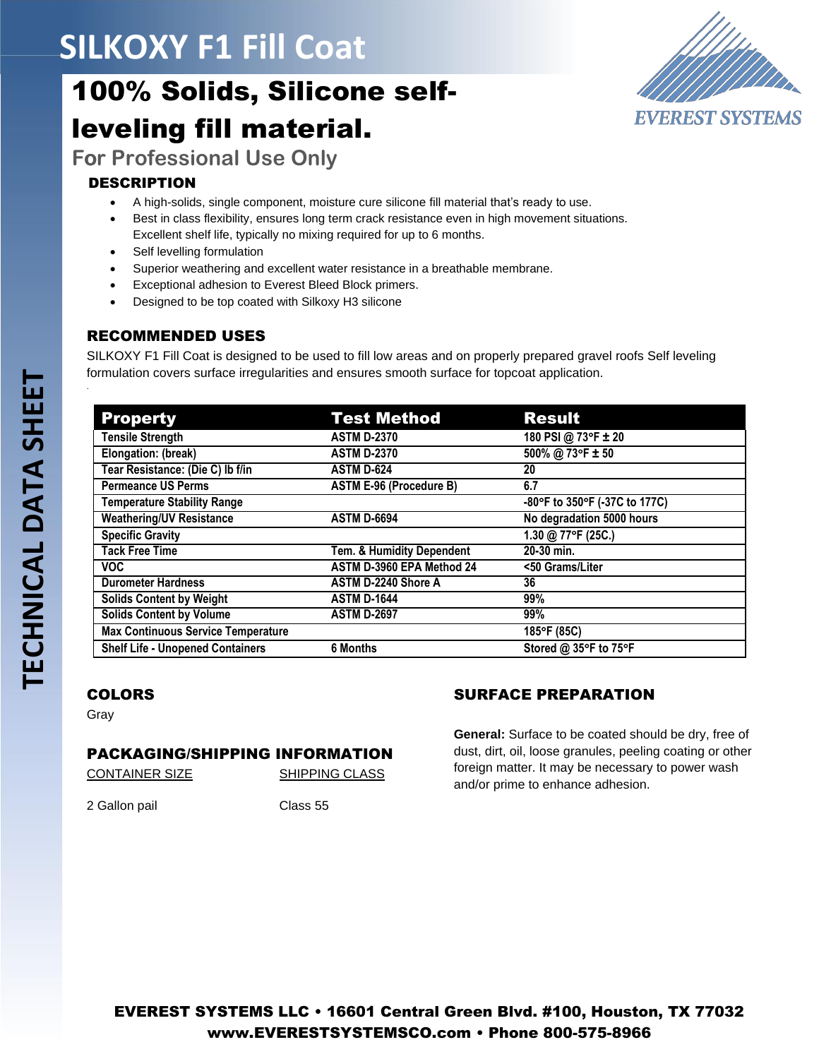# SILKOXY F1 Fill Coat

## 100% Solids, Silicone self-leveling fill material.

### For Professional Use Only

EVEREST SYSTEMS

TECHNICAL DATA SHEET

### DESCRIPTION

- A high-solids, single component, moisture cure silicone fill material that's ready to use.
- Best in class flexibility, ensures long term crack resistance even in high movement situations. Excellent shelf life, typically no mixing required for up to 6 months.
- Self levelling formulation
- Superior weathering and excellent water resistance in a breathable membrane.
- Exceptional adhesion to Everest Bleed Block primers.
- Designed to be top coated with Silkoxy H3 silicone

### RECOMMENDED USES

SILKOXY F1 Fill Coat is designed to be used to fill low areas and on properly prepared gravel roofs Self leveling formulation covers surface irregularities and ensures smooth surface for topcoat application.

| Property | Test Method | Result |
|---|---|---|
| Tensile Strength | ASTM D-2370 | 180 PSI @ 73°F ± 20 |
| Elongation: (break) | ASTM D-2370 | 500% @ 73°F ± 50 |
| Tear Resistance: (Die C) lb f/in | ASTM D-624 | 20 |
| Permeance US Perms | ASTM E-96 (Procedure B) | 6.7 |
| Temperature Stability Range | | -80°F to 350°F (-37C to 177C) |
| Weathering/UV Resistance | ASTM D-6694 | No degradation 5000 hours |
| Specific Gravity | | 1.30 @ 77°F (25C.) |
| Tack Free Time | Tem. & Humidity Dependent | 20-30 min. |
| VOC | ASTM D-3960 EPA Method 24 | <50 Grams/Liter |
| Durometer Hardness | ASTM D-2240 Shore A | 36 |
| Solids Content by Weight | ASTM D-1644 | 99% |
| Solids Content by Volume | ASTM D-2697 | 99% |
| Max Continuous Service Temperature | | 185°F (85C) |
| Shelf Life - Unopened Containers | 6 Months | Stored @ 35°F to 75°F |

### COLORS

Gray

### PACKAGING/SHIPPING INFORMATION

| CONTAINER SIZE | SHIPPING CLASS |
|---|---|
| 2 Gallon pail | Class 55 |

### SURFACE PREPARATION

**General:** Surface to be coated should be dry, free of dust, dirt, oil, loose granules, peeling coating or other foreign matter. It may be necessary to power wash and/or prime to enhance adhesion.

**EVEREST SYSTEMS LLC • 16601 Central Green Blvd. #100, Houston, TX 77032**
**www.EVERESTSYSTEMSCO.com • Phone 800-575-8966**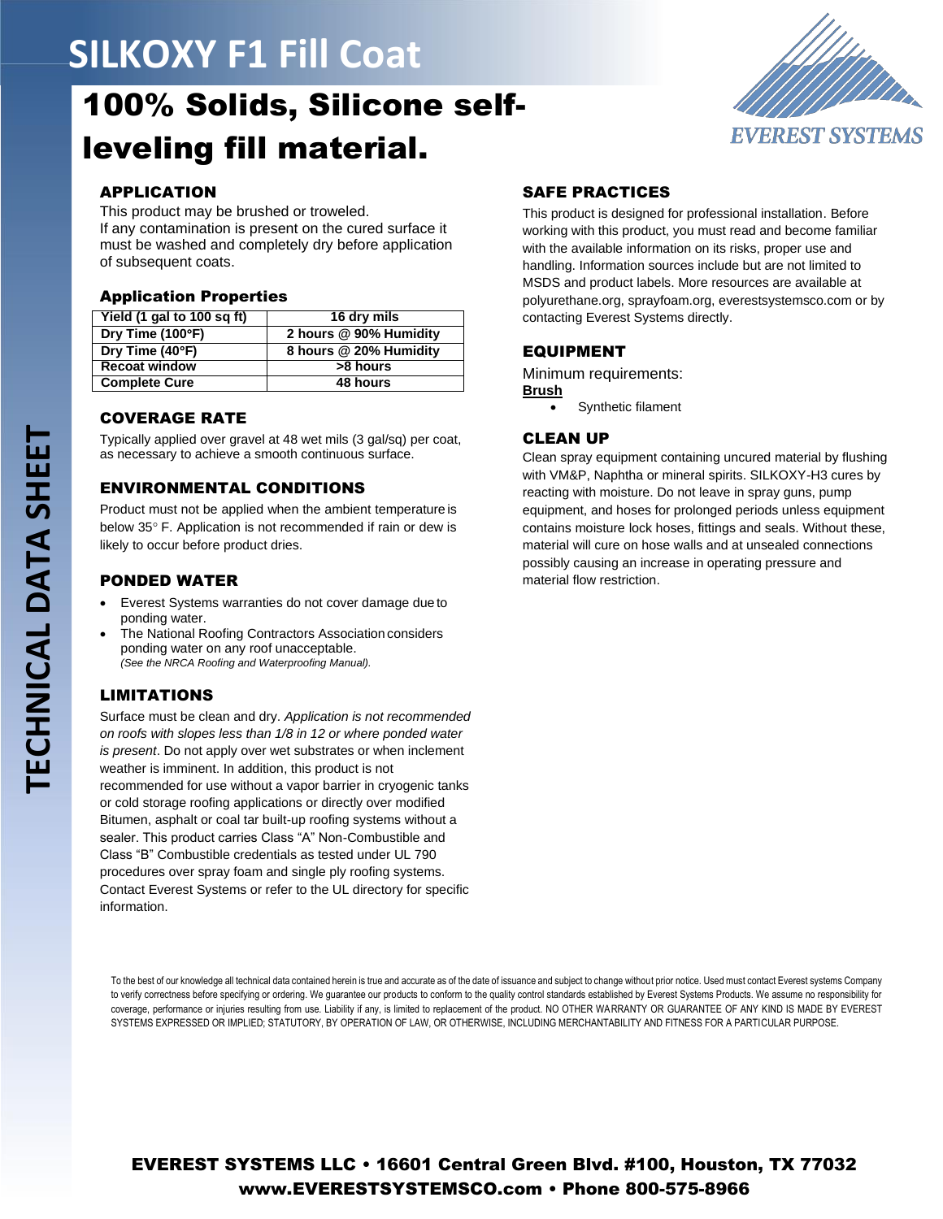# SILKOXY F1 Fill Coat

## 100% Solids, Silicone self-leveling fill material.

TECHNICAL DATA SHEET

### APPLICATION

This product may be brushed or troweled.
If any contamination is present on the cured surface it must be washed and completely dry before application of subsequent coats.

### Application Properties

| | |
|---|---|
| Yield (1 gal to 100 sq ft) | 16 dry mils |
| Dry Time (100°F) | 2 hours @ 90% Humidity |
| Dry Time (40°F) | 8 hours @ 20% Humidity |
| Recoat window | >8 hours |
| Complete Cure | 48 hours |

### COVERAGE RATE

Typically applied over gravel at 48 wet mils (3 gal/sq) per coat, as necessary to achieve a smooth continuous surface.

### ENVIRONMENTAL CONDITIONS

Product must not be applied when the ambient temperature is below 35° F. Application is not recommended if rain or dew is likely to occur before product dries.

### PONDED WATER

- Everest Systems warranties do not cover damage due to ponding water.
- The National Roofing Contractors Association considers ponding water on any roof unacceptable.
  *(See the NRCA Roofing and Waterproofing Manual).*

### LIMITATIONS

Surface must be clean and dry. *Application is not recommended on roofs with slopes less than 1/8 in 12 or where ponded water is present*. Do not apply over wet substrates or when inclement weather is imminent. In addition, this product is not recommended for use without a vapor barrier in cryogenic tanks or cold storage roofing applications or directly over modified Bitumen, asphalt or coal tar built-up roofing systems without a sealer. This product carries Class "A" Non-Combustible and Class "B" Combustible credentials as tested under UL 790 procedures over spray foam and single ply roofing systems. Contact Everest Systems or refer to the UL directory for specific information.

### SAFE PRACTICES

This product is designed for professional installation. Before working with this product, you must read and become familiar with the available information on its risks, proper use and handling. Information sources include but are not limited to MSDS and product labels. More resources are available at polyurethane.org, sprayfoam.org, everestsystemsco.com or by contacting Everest Systems directly.

### EQUIPMENT

Minimum requirements:
**Brush**

- Synthetic filament

### CLEAN UP

Clean spray equipment containing uncured material by flushing with VM&P, Naphtha or mineral spirits. SILKOXY-H3 cures by reacting with moisture. Do not leave in spray guns, pump equipment, and hoses for prolonged periods unless equipment contains moisture lock hoses, fittings and seals. Without these, material will cure on hose walls and at unsealed connections possibly causing an increase in operating pressure and material flow restriction.

To the best of our knowledge all technical data contained herein is true and accurate as of the date of issuance and subject to change without prior notice. Used must contact Everest systems Company to verify correctness before specifying or ordering. We guarantee our products to conform to the quality control standards established by Everest Systems Products. We assume no responsibility for coverage, performance or injuries resulting from use. Liability if any, is limited to replacement of the product. NO OTHER WARRANTY OR GUARANTEE OF ANY KIND IS MADE BY EVEREST SYSTEMS EXPRESSED OR IMPLIED; STATUTORY, BY OPERATION OF LAW, OR OTHERWISE, INCLUDING MERCHANTABILITY AND FITNESS FOR A PARTICULAR PURPOSE.

**EVEREST SYSTEMS LLC • 16601 Central Green Blvd. #100, Houston, TX 77032**
**www.EVERESTSYSTEMSCO.com • Phone 800-575-8966**